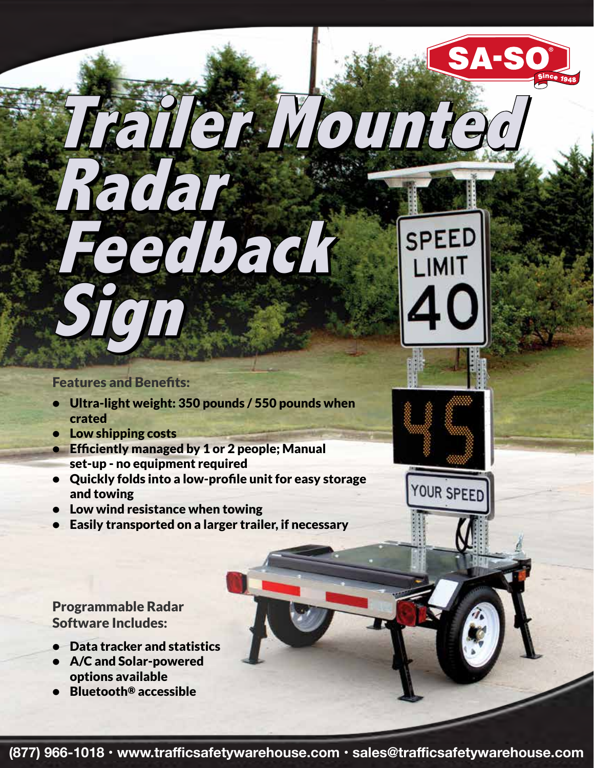# Trailer Mounted Radar Feedback Sign

SA-SO® Since 1948

## Features and Benefits:

- Ultra-light weight: 350 pounds / 550 pounds when crated
- Low shipping costs
- Efficiently managed by 1 or 2 people; Manual set-up - no equipment required
- Quickly folds into a low-profile unit for easy storage and towing
- Low wind resistance when towing
- Easily transported on a larger trailer, if necessary

## Programmable Radar Software Includes:

- Data tracker and statistics
- A/C and Solar-powered options available
- Bluetooth® accessible

(877) 966-1018 • www.trafficsafetywarehouse.com • sales@trafficsafetywarehouse.com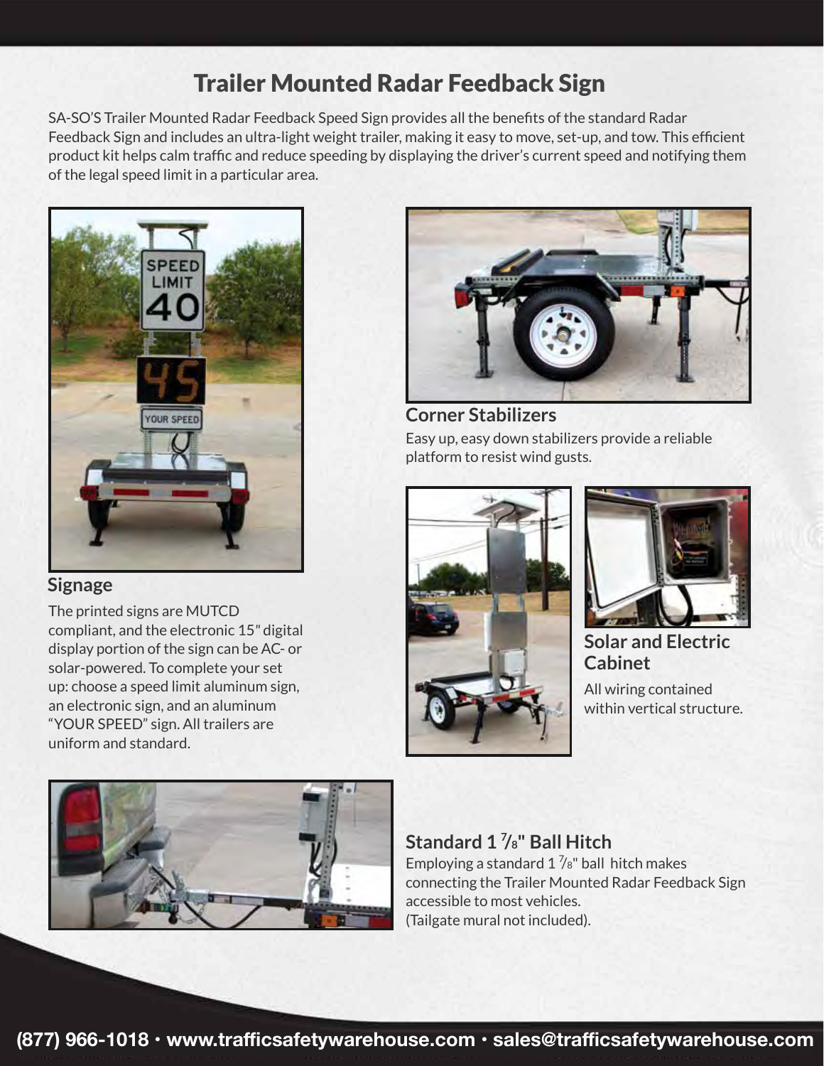# Trailer Mounted Radar Feedback Sign

SA-SO'S Trailer Mounted Radar Feedback Speed Sign provides all the benefits of the standard Radar Feedback Sign and includes an ultra-light weight trailer, making it easy to move, set-up, and tow. This efficient product kit helps calm traffic and reduce speeding by displaying the driver's current speed and notifying them of the legal speed limit in a particular area.

## Signage

The printed signs are MUTCD compliant, and the electronic 15" digital display portion of the sign can be AC- or solar-powered. To complete your set up: choose a speed limit aluminum sign, an electronic sign, and an aluminum "YOUR SPEED" sign. All trailers are uniform and standard.

## Corner Stabilizers

Easy up, easy down stabilizers provide a reliable platform to resist wind gusts.

## Solar and Electric Cabinet

All wiring contained within vertical structure.

## Standard 1 ⅞" Ball Hitch

Employing a standard 1 ⅞" ball hitch makes connecting the Trailer Mounted Radar Feedback Sign accessible to most vehicles.
(Tailgate mural not included).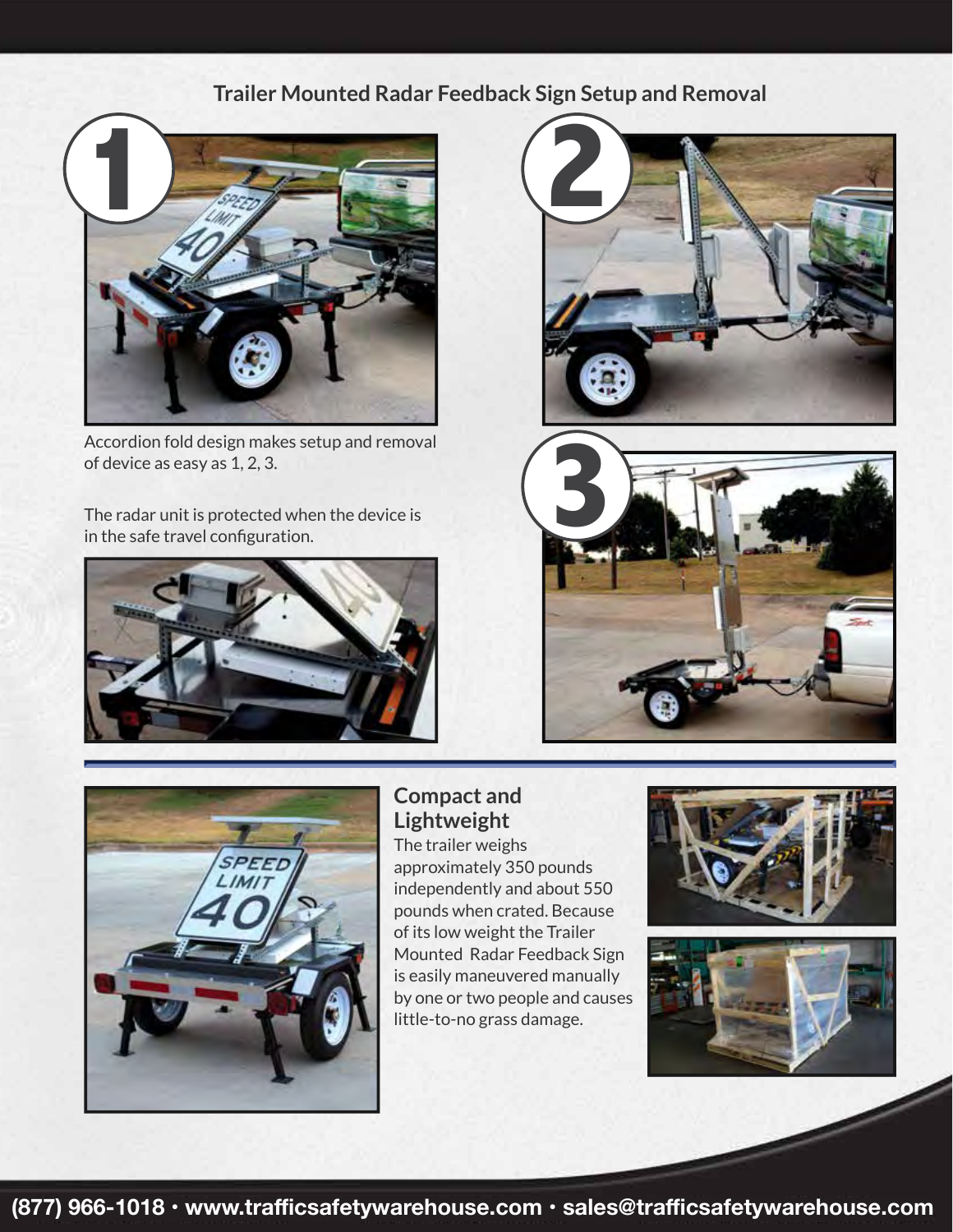## Trailer Mounted Radar Feedback Sign Setup and Removal

Accordion fold design makes setup and removal of device as easy as 1, 2, 3.

The radar unit is protected when the device is in the safe travel configuration.

### Compact and Lightweight

The trailer weighs approximately 350 pounds independently and about 550 pounds when crated. Because of its low weight the Trailer Mounted Radar Feedback Sign is easily maneuvered manually by one or two people and causes little-to-no grass damage.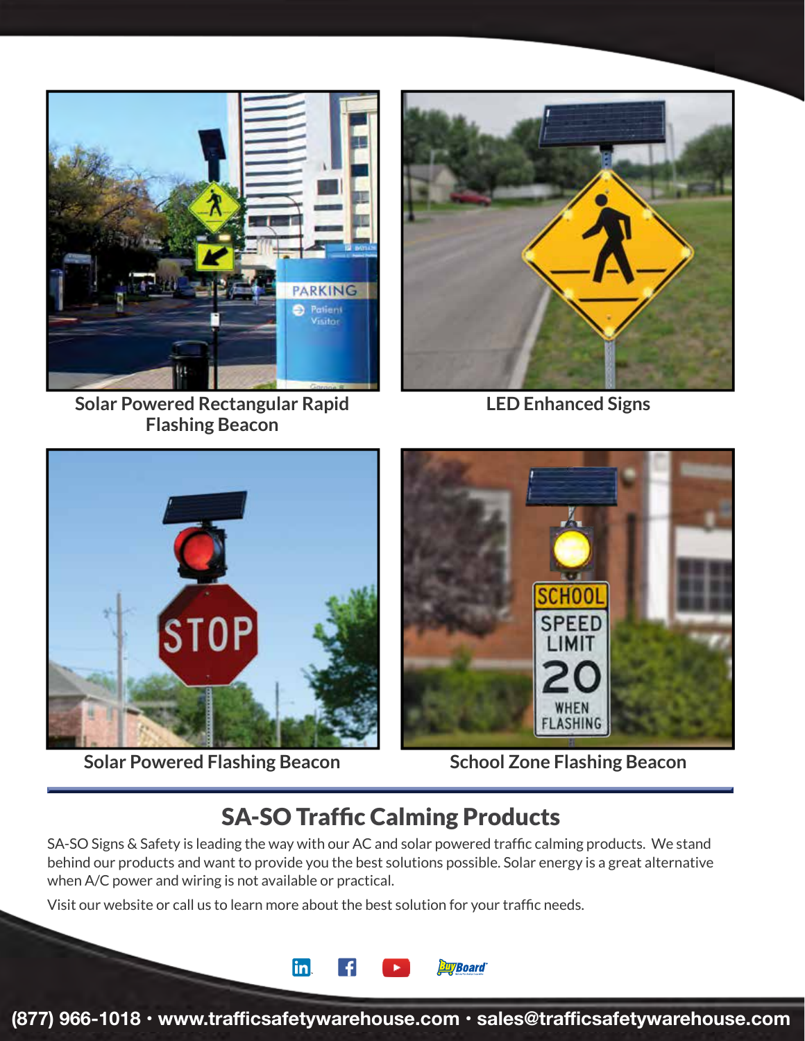Solar Powered Rectangular Rapid Flashing Beacon

LED Enhanced Signs

Solar Powered Flashing Beacon

School Zone Flashing Beacon

## SA-SO Traffic Calming Products

SA-SO Signs & Safety is leading the way with our AC and solar powered traffic calming products. We stand behind our products and want to provide you the best solutions possible. Solar energy is a great alternative when A/C power and wiring is not available or practical.

Visit our website or call us to learn more about the best solution for your traffic needs.

(877) 966-1018 • www.trafficsafetywarehouse.com • sales@trafficsafetywarehouse.com